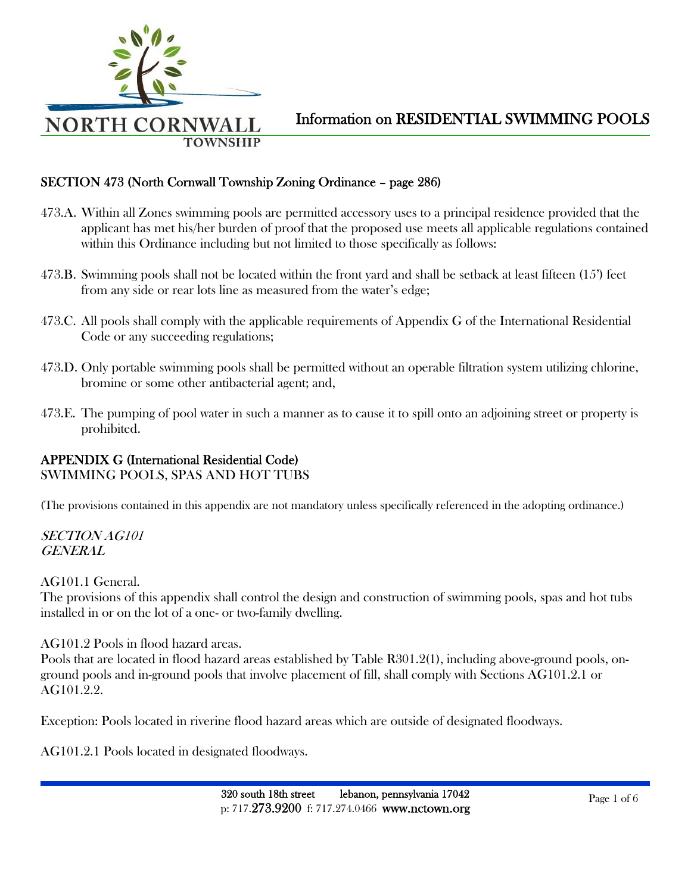# Information on RESIDENTIAL SWIMMING POOLS

## SECTION 473 (North Cornwall Township Zoning Ordinance – page 286)

473.A. Within all Zones swimming pools are permitted accessory uses to a principal residence provided that the applicant has met his/her burden of proof that the proposed use meets all applicable regulations contained within this Ordinance including but not limited to those specifically as follows:

473.B. Swimming pools shall not be located within the front yard and shall be setback at least fifteen (15') feet from any side or rear lots line as measured from the water's edge;

473.C. All pools shall comply with the applicable requirements of Appendix G of the International Residential Code or any succeeding regulations;

473.D. Only portable swimming pools shall be permitted without an operable filtration system utilizing chlorine, bromine or some other antibacterial agent; and,

473.E. The pumping of pool water in such a manner as to cause it to spill onto an adjoining street or property is prohibited.

## APPENDIX G (International Residential Code)

SWIMMING POOLS, SPAS AND HOT TUBS

(The provisions contained in this appendix are not mandatory unless specifically referenced in the adopting ordinance.)

### *SECTION AG101*
### *GENERAL*

AG101.1 General.

The provisions of this appendix shall control the design and construction of swimming pools, spas and hot tubs installed in or on the lot of a one- or two-family dwelling.

AG101.2 Pools in flood hazard areas.

Pools that are located in flood hazard areas established by Table R301.2(1), including above-ground pools, on-ground pools and in-ground pools that involve placement of fill, shall comply with Sections AG101.2.1 or AG101.2.2.

Exception: Pools located in riverine flood hazard areas which are outside of designated floodways.

AG101.2.1 Pools located in designated floodways.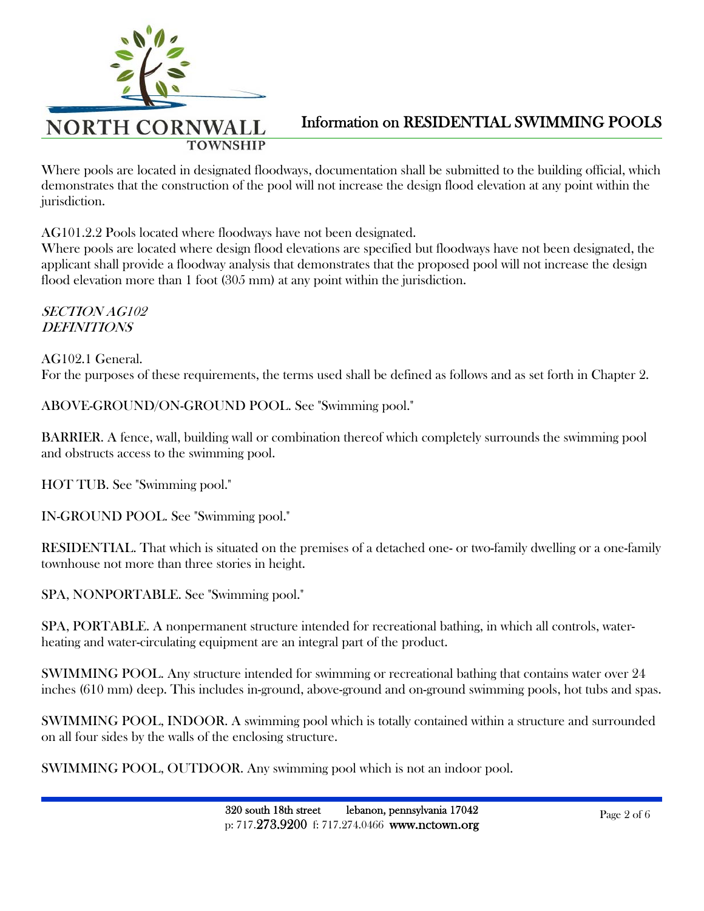Where pools are located in designated floodways, documentation shall be submitted to the building official, which demonstrates that the construction of the pool will not increase the design flood elevation at any point within the jurisdiction.

AG101.2.2 Pools located where floodways have not been designated.
Where pools are located where design flood elevations are specified but floodways have not been designated, the applicant shall provide a floodway analysis that demonstrates that the proposed pool will not increase the design flood elevation more than 1 foot (305 mm) at any point within the jurisdiction.

*SECTION AG102*
*DEFINITIONS*

AG102.1 General.
For the purposes of these requirements, the terms used shall be defined as follows and as set forth in Chapter 2.

ABOVE-GROUND/ON-GROUND POOL. See "Swimming pool."

BARRIER. A fence, wall, building wall or combination thereof which completely surrounds the swimming pool and obstructs access to the swimming pool.

HOT TUB. See "Swimming pool."

IN-GROUND POOL. See "Swimming pool."

RESIDENTIAL. That which is situated on the premises of a detached one- or two-family dwelling or a one-family townhouse not more than three stories in height.

SPA, NONPORTABLE. See "Swimming pool."

SPA, PORTABLE. A nonpermanent structure intended for recreational bathing, in which all controls, water-heating and water-circulating equipment are an integral part of the product.

SWIMMING POOL. Any structure intended for swimming or recreational bathing that contains water over 24 inches (610 mm) deep. This includes in-ground, above-ground and on-ground swimming pools, hot tubs and spas.

SWIMMING POOL, INDOOR. A swimming pool which is totally contained within a structure and surrounded on all four sides by the walls of the enclosing structure.

SWIMMING POOL, OUTDOOR. Any swimming pool which is not an indoor pool.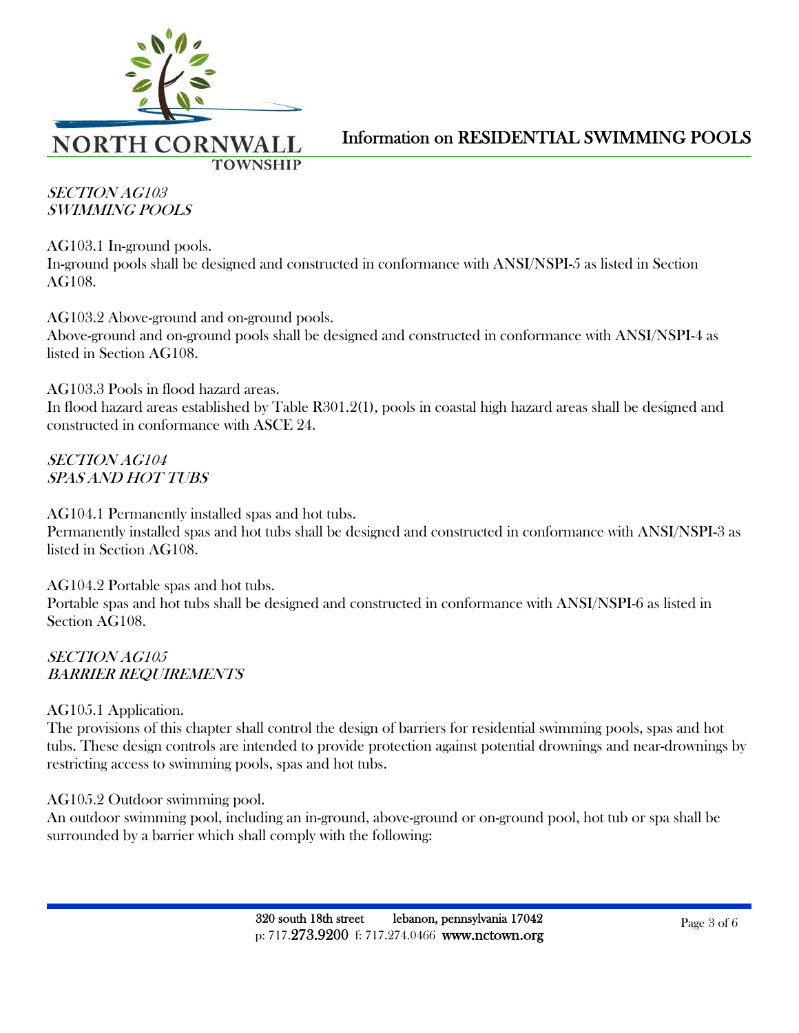### *SECTION AG103*
### *SWIMMING POOLS*

AG103.1 In-ground pools.
In-ground pools shall be designed and constructed in conformance with ANSI/NSPI-5 as listed in Section AG108.

AG103.2 Above-ground and on-ground pools.
Above-ground and on-ground pools shall be designed and constructed in conformance with ANSI/NSPI-4 as listed in Section AG108.

AG103.3 Pools in flood hazard areas.
In flood hazard areas established by Table R301.2(1), pools in coastal high hazard areas shall be designed and constructed in conformance with ASCE 24.

### *SECTION AG104*
### *SPAS AND HOT TUBS*

AG104.1 Permanently installed spas and hot tubs.
Permanently installed spas and hot tubs shall be designed and constructed in conformance with ANSI/NSPI-3 as listed in Section AG108.

AG104.2 Portable spas and hot tubs.
Portable spas and hot tubs shall be designed and constructed in conformance with ANSI/NSPI-6 as listed in Section AG108.

### *SECTION AG105*
### *BARRIER REQUIREMENTS*

AG105.1 Application.
The provisions of this chapter shall control the design of barriers for residential swimming pools, spas and hot tubs. These design controls are intended to provide protection against potential drownings and near-drownings by restricting access to swimming pools, spas and hot tubs.

AG105.2 Outdoor swimming pool.
An outdoor swimming pool, including an in-ground, above-ground or on-ground pool, hot tub or spa shall be surrounded by a barrier which shall comply with the following: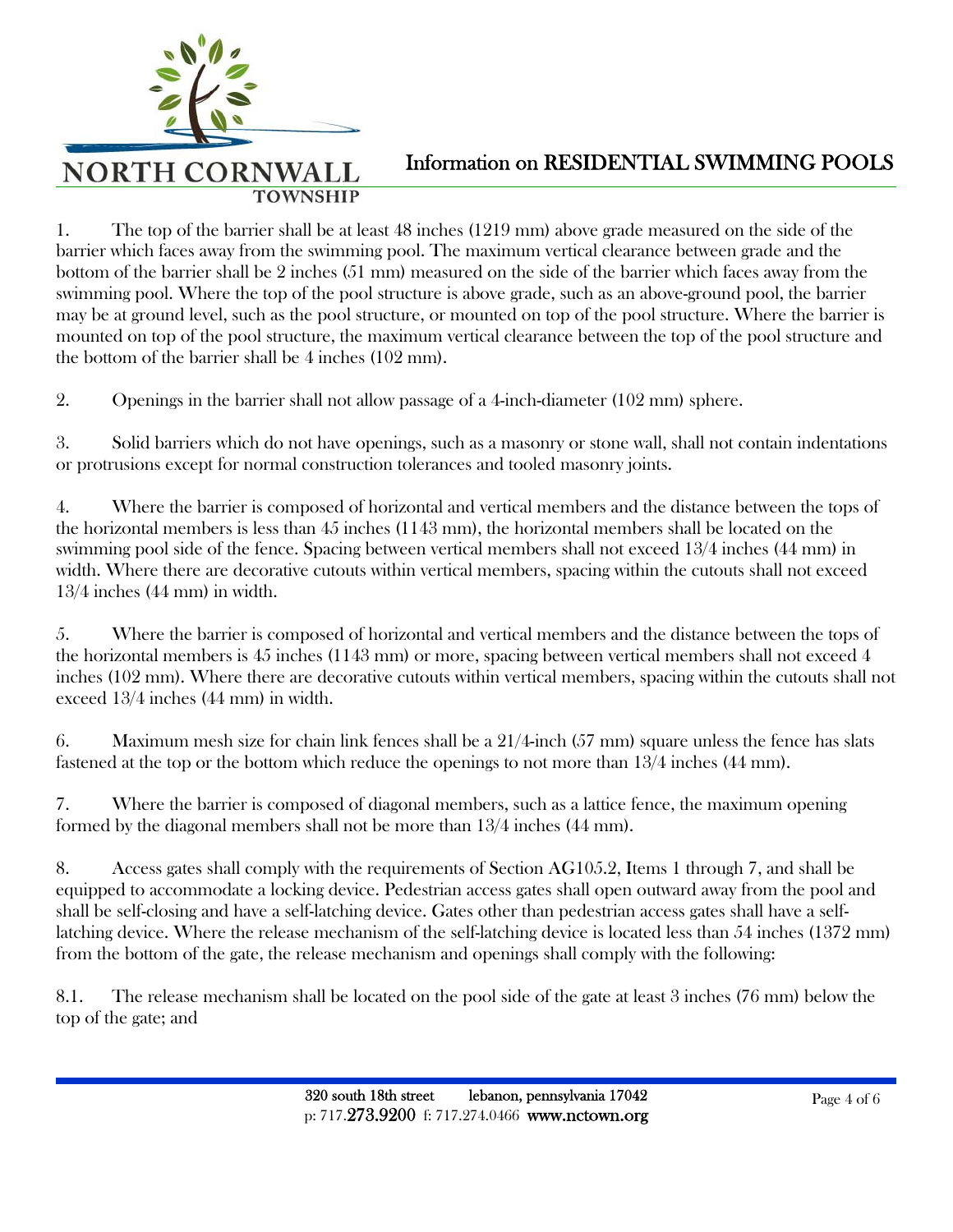# Information on RESIDENTIAL SWIMMING POOLS

1. The top of the barrier shall be at least 48 inches (1219 mm) above grade measured on the side of the barrier which faces away from the swimming pool. The maximum vertical clearance between grade and the bottom of the barrier shall be 2 inches (51 mm) measured on the side of the barrier which faces away from the swimming pool. Where the top of the pool structure is above grade, such as an above-ground pool, the barrier may be at ground level, such as the pool structure, or mounted on top of the pool structure. Where the barrier is mounted on top of the pool structure, the maximum vertical clearance between the top of the pool structure and the bottom of the barrier shall be 4 inches (102 mm).

2. Openings in the barrier shall not allow passage of a 4-inch-diameter (102 mm) sphere.

3. Solid barriers which do not have openings, such as a masonry or stone wall, shall not contain indentations or protrusions except for normal construction tolerances and tooled masonry joints.

4. Where the barrier is composed of horizontal and vertical members and the distance between the tops of the horizontal members is less than 45 inches (1143 mm), the horizontal members shall be located on the swimming pool side of the fence. Spacing between vertical members shall not exceed 13/4 inches (44 mm) in width. Where there are decorative cutouts within vertical members, spacing within the cutouts shall not exceed 13/4 inches (44 mm) in width.

5. Where the barrier is composed of horizontal and vertical members and the distance between the tops of the horizontal members is 45 inches (1143 mm) or more, spacing between vertical members shall not exceed 4 inches (102 mm). Where there are decorative cutouts within vertical members, spacing within the cutouts shall not exceed 13/4 inches (44 mm) in width.

6. Maximum mesh size for chain link fences shall be a 21/4-inch (57 mm) square unless the fence has slats fastened at the top or the bottom which reduce the openings to not more than 13/4 inches (44 mm).

7. Where the barrier is composed of diagonal members, such as a lattice fence, the maximum opening formed by the diagonal members shall not be more than 13/4 inches (44 mm).

8. Access gates shall comply with the requirements of Section AG105.2, Items 1 through 7, and shall be equipped to accommodate a locking device. Pedestrian access gates shall open outward away from the pool and shall be self-closing and have a self-latching device. Gates other than pedestrian access gates shall have a self-latching device. Where the release mechanism of the self-latching device is located less than 54 inches (1372 mm) from the bottom of the gate, the release mechanism and openings shall comply with the following:

8.1. The release mechanism shall be located on the pool side of the gate at least 3 inches (76 mm) below the top of the gate; and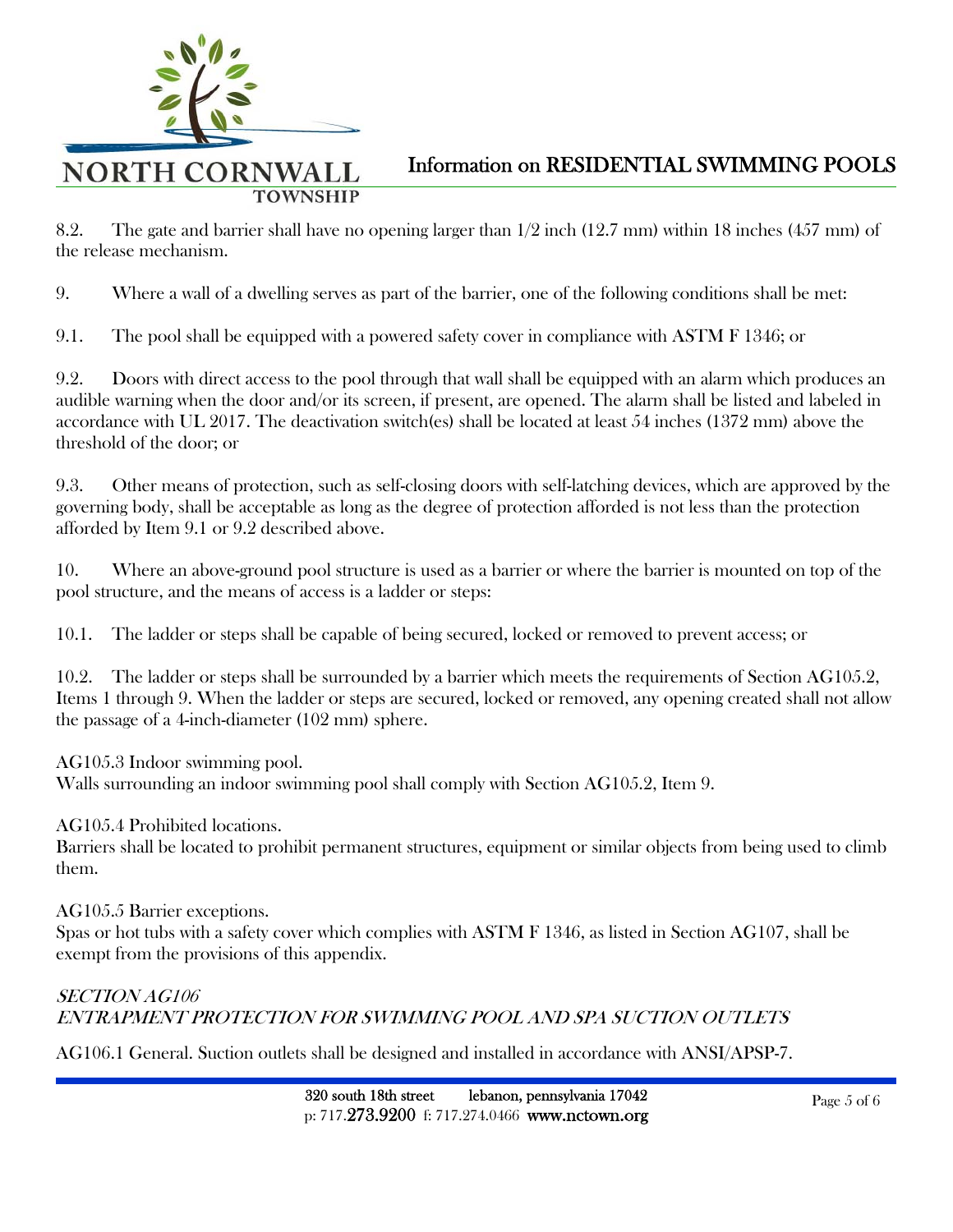8.2. The gate and barrier shall have no opening larger than 1/2 inch (12.7 mm) within 18 inches (457 mm) of the release mechanism.

9. Where a wall of a dwelling serves as part of the barrier, one of the following conditions shall be met:

9.1. The pool shall be equipped with a powered safety cover in compliance with ASTM F 1346; or

9.2. Doors with direct access to the pool through that wall shall be equipped with an alarm which produces an audible warning when the door and/or its screen, if present, are opened. The alarm shall be listed and labeled in accordance with UL 2017. The deactivation switch(es) shall be located at least 54 inches (1372 mm) above the threshold of the door; or

9.3. Other means of protection, such as self-closing doors with self-latching devices, which are approved by the governing body, shall be acceptable as long as the degree of protection afforded is not less than the protection afforded by Item 9.1 or 9.2 described above.

10. Where an above-ground pool structure is used as a barrier or where the barrier is mounted on top of the pool structure, and the means of access is a ladder or steps:

10.1. The ladder or steps shall be capable of being secured, locked or removed to prevent access; or

10.2. The ladder or steps shall be surrounded by a barrier which meets the requirements of Section AG105.2, Items 1 through 9. When the ladder or steps are secured, locked or removed, any opening created shall not allow the passage of a 4-inch-diameter (102 mm) sphere.

AG105.3 Indoor swimming pool.
Walls surrounding an indoor swimming pool shall comply with Section AG105.2, Item 9.

AG105.4 Prohibited locations.
Barriers shall be located to prohibit permanent structures, equipment or similar objects from being used to climb them.

AG105.5 Barrier exceptions.
Spas or hot tubs with a safety cover which complies with ASTM F 1346, as listed in Section AG107, shall be exempt from the provisions of this appendix.

### *SECTION AG106*
### *ENTRAPMENT PROTECTION FOR SWIMMING POOL AND SPA SUCTION OUTLETS*

AG106.1 General. Suction outlets shall be designed and installed in accordance with ANSI/APSP-7.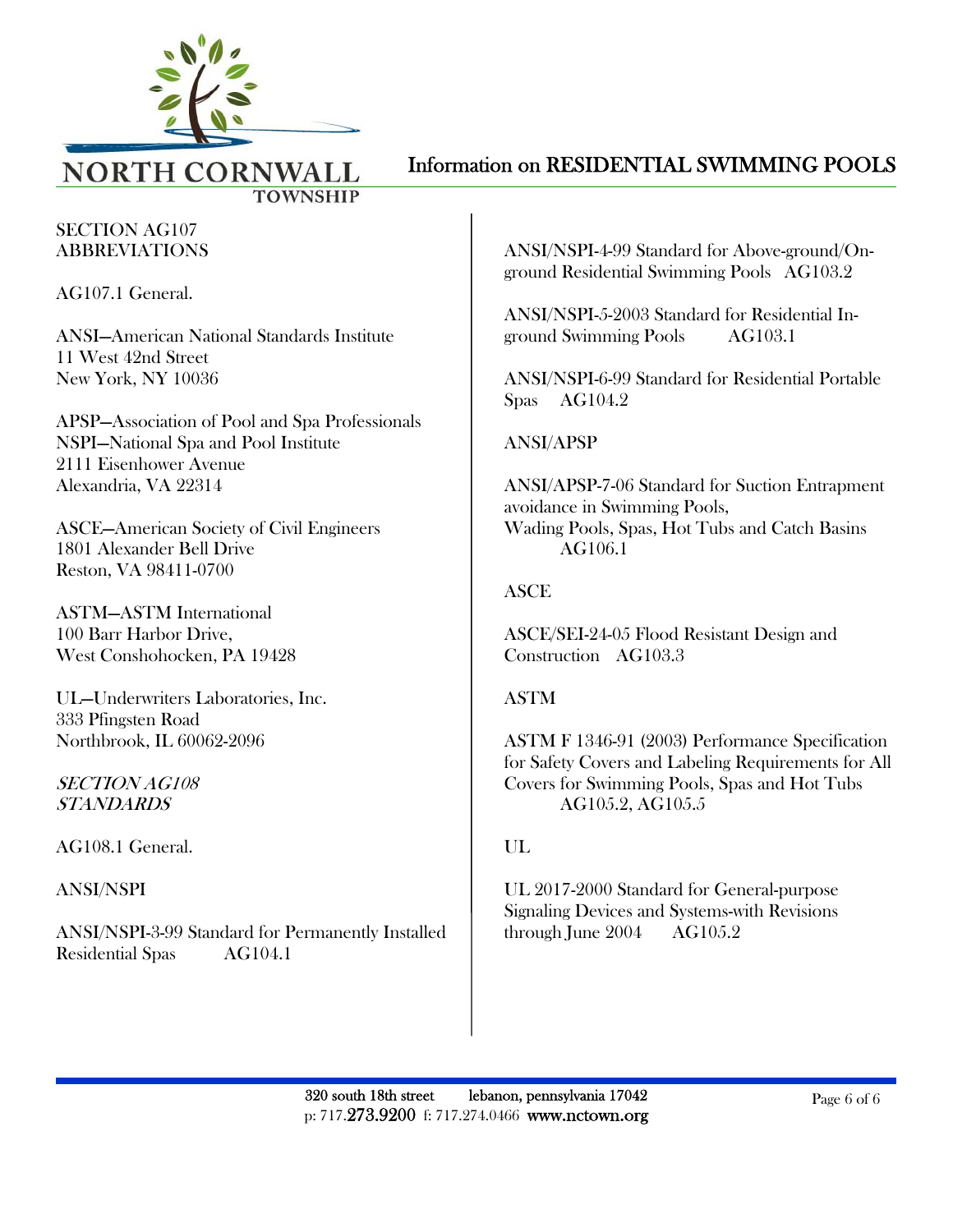## SECTION AG107 ABBREVIATIONS

AG107.1 General.

ANSI—American National Standards Institute
11 West 42nd Street
New York, NY 10036

APSP—Association of Pool and Spa Professionals
NSPI—National Spa and Pool Institute
2111 Eisenhower Avenue
Alexandria, VA 22314

ASCE—American Society of Civil Engineers
1801 Alexander Bell Drive
Reston, VA 98411-0700

ASTM—ASTM International
100 Barr Harbor Drive,
West Conshohocken, PA 19428

UL—Underwriters Laboratories, Inc.
333 Pfingsten Road
Northbrook, IL 60062-2096

## *SECTION AG108 STANDARDS*

AG108.1 General.

ANSI/NSPI

ANSI/NSPI-3-99 Standard for Permanently Installed Residential Spas AG104.1

ANSI/NSPI-4-99 Standard for Above-ground/On-ground Residential Swimming Pools AG103.2

ANSI/NSPI-5-2003 Standard for Residential In-ground Swimming Pools AG103.1

ANSI/NSPI-6-99 Standard for Residential Portable Spas AG104.2

ANSI/APSP

ANSI/APSP-7-06 Standard for Suction Entrapment avoidance in Swimming Pools,
Wading Pools, Spas, Hot Tubs and Catch Basins AG106.1

ASCE

ASCE/SEI-24-05 Flood Resistant Design and Construction AG103.3

ASTM

ASTM F 1346-91 (2003) Performance Specification for Safety Covers and Labeling Requirements for All Covers for Swimming Pools, Spas and Hot Tubs AG105.2, AG105.5

UL

UL 2017-2000 Standard for General-purpose Signaling Devices and Systems-with Revisions through June 2004 AG105.2